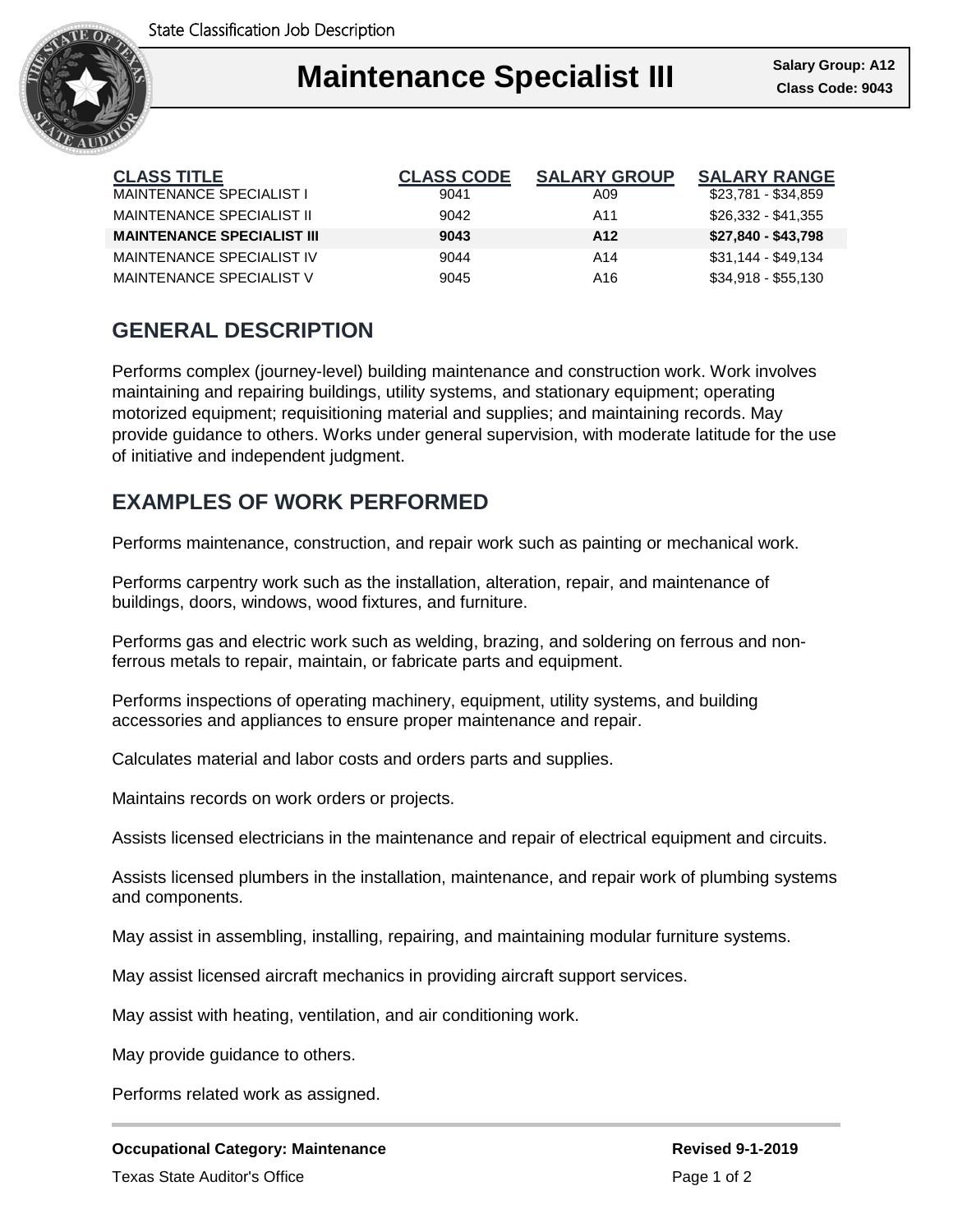State Classification Job Description

# Maintenance Specialist III

**Salary Group: A12**
**Class Code: 9043**

| CLASS TITLE | CLASS CODE | SALARY GROUP | SALARY RANGE |
| --- | --- | --- | --- |
| MAINTENANCE SPECIALIST I | 9041 | A09 | $23,781 - $34,859 |
| MAINTENANCE SPECIALIST II | 9042 | A11 | $26,332 - $41,355 |
| **MAINTENANCE SPECIALIST III** | **9043** | **A12** | **$27,840 - $43,798** |
| MAINTENANCE SPECIALIST IV | 9044 | A14 | $31,144 - $49,134 |
| MAINTENANCE SPECIALIST V | 9045 | A16 | $34,918 - $55,130 |

## GENERAL DESCRIPTION

Performs complex (journey-level) building maintenance and construction work. Work involves maintaining and repairing buildings, utility systems, and stationary equipment; operating motorized equipment; requisitioning material and supplies; and maintaining records. May provide guidance to others. Works under general supervision, with moderate latitude for the use of initiative and independent judgment.

## EXAMPLES OF WORK PERFORMED

Performs maintenance, construction, and repair work such as painting or mechanical work.

Performs carpentry work such as the installation, alteration, repair, and maintenance of buildings, doors, windows, wood fixtures, and furniture.

Performs gas and electric work such as welding, brazing, and soldering on ferrous and non-ferrous metals to repair, maintain, or fabricate parts and equipment.

Performs inspections of operating machinery, equipment, utility systems, and building accessories and appliances to ensure proper maintenance and repair.

Calculates material and labor costs and orders parts and supplies.

Maintains records on work orders or projects.

Assists licensed electricians in the maintenance and repair of electrical equipment and circuits.

Assists licensed plumbers in the installation, maintenance, and repair work of plumbing systems and components.

May assist in assembling, installing, repairing, and maintaining modular furniture systems.

May assist licensed aircraft mechanics in providing aircraft support services.

May assist with heating, ventilation, and air conditioning work.

May provide guidance to others.

Performs related work as assigned.

**Occupational Category: Maintenance**

**Revised 9-1-2019**

Texas State Auditor's Office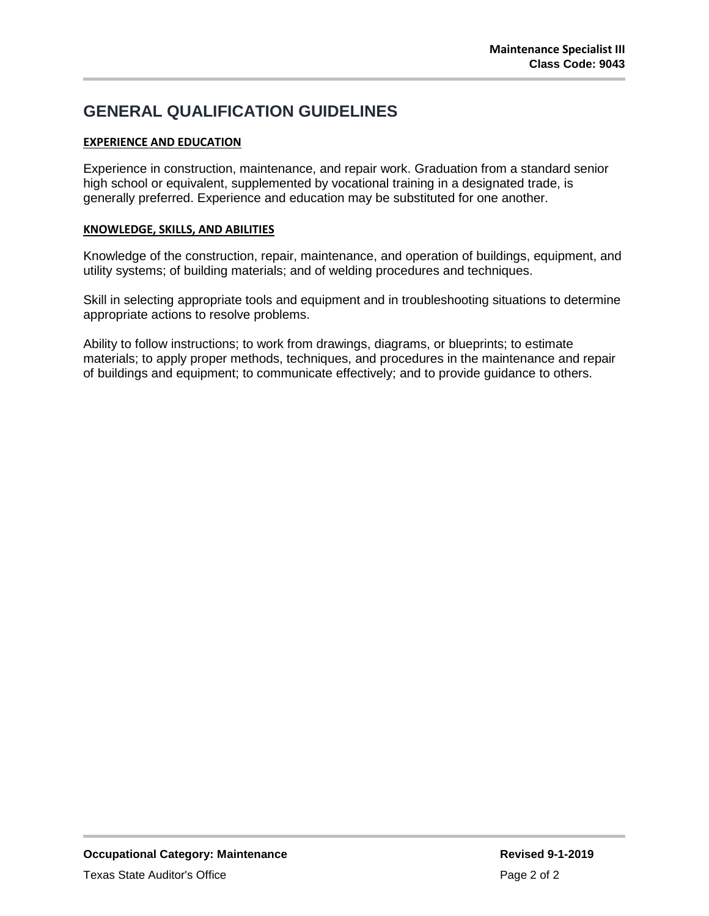# GENERAL QUALIFICATION GUIDELINES

## EXPERIENCE AND EDUCATION

Experience in construction, maintenance, and repair work. Graduation from a standard senior high school or equivalent, supplemented by vocational training in a designated trade, is generally preferred. Experience and education may be substituted for one another.

## KNOWLEDGE, SKILLS, AND ABILITIES

Knowledge of the construction, repair, maintenance, and operation of buildings, equipment, and utility systems; of building materials; and of welding procedures and techniques.

Skill in selecting appropriate tools and equipment and in troubleshooting situations to determine appropriate actions to resolve problems.

Ability to follow instructions; to work from drawings, diagrams, or blueprints; to estimate materials; to apply proper methods, techniques, and procedures in the maintenance and repair of buildings and equipment; to communicate effectively; and to provide guidance to others.